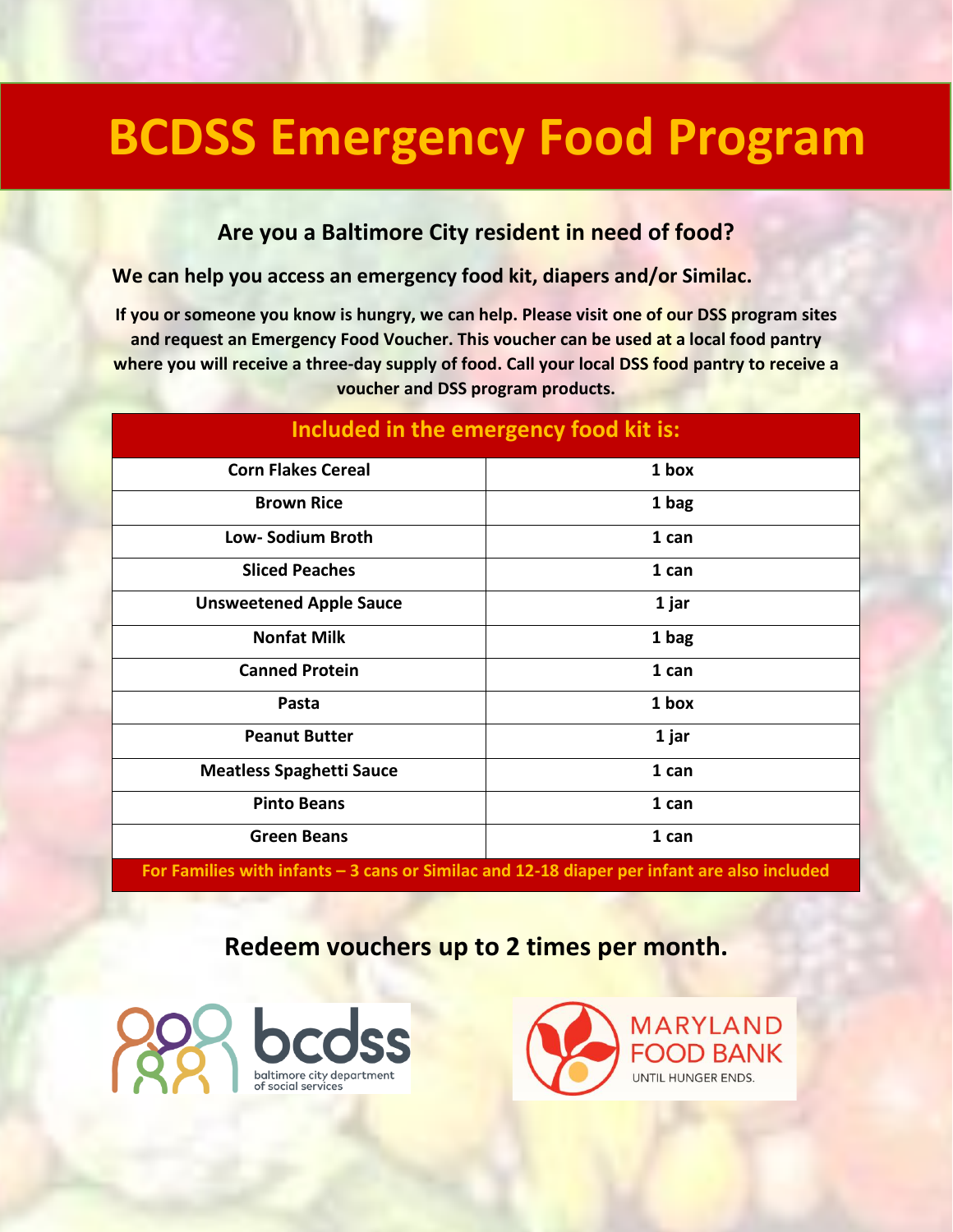# BCDSS Emergency Food Program

### Are you a Baltimore City resident in need of food?

**We can help you access an emergency food kit, diapers and/or Similac.**

**If you or someone you know is hungry, we can help. Please visit one of our DSS program sites and request an Emergency Food Voucher. This voucher can be used at a local food pantry where you will receive a three-day supply of food. Call your local DSS food pantry to receive a voucher and DSS program products.**

| Included in the emergency food kit is: | |
|---|---|
| Corn Flakes Cereal | 1 box |
| Brown Rice | 1 bag |
| Low- Sodium Broth | 1 can |
| Sliced Peaches | 1 can |
| Unsweetened Apple Sauce | 1 jar |
| Nonfat Milk | 1 bag |
| Canned Protein | 1 can |
| Pasta | 1 box |
| Peanut Butter | 1 jar |
| Meatless Spaghetti Sauce | 1 can |
| Pinto Beans | 1 can |
| Green Beans | 1 can |
| For Families with infants – 3 cans or Similac and 12-18 diaper per infant are also included | |

### Redeem vouchers up to 2 times per month.

bcdss
baltimore city department of social services

MARYLAND FOOD BANK
UNTIL HUNGER ENDS.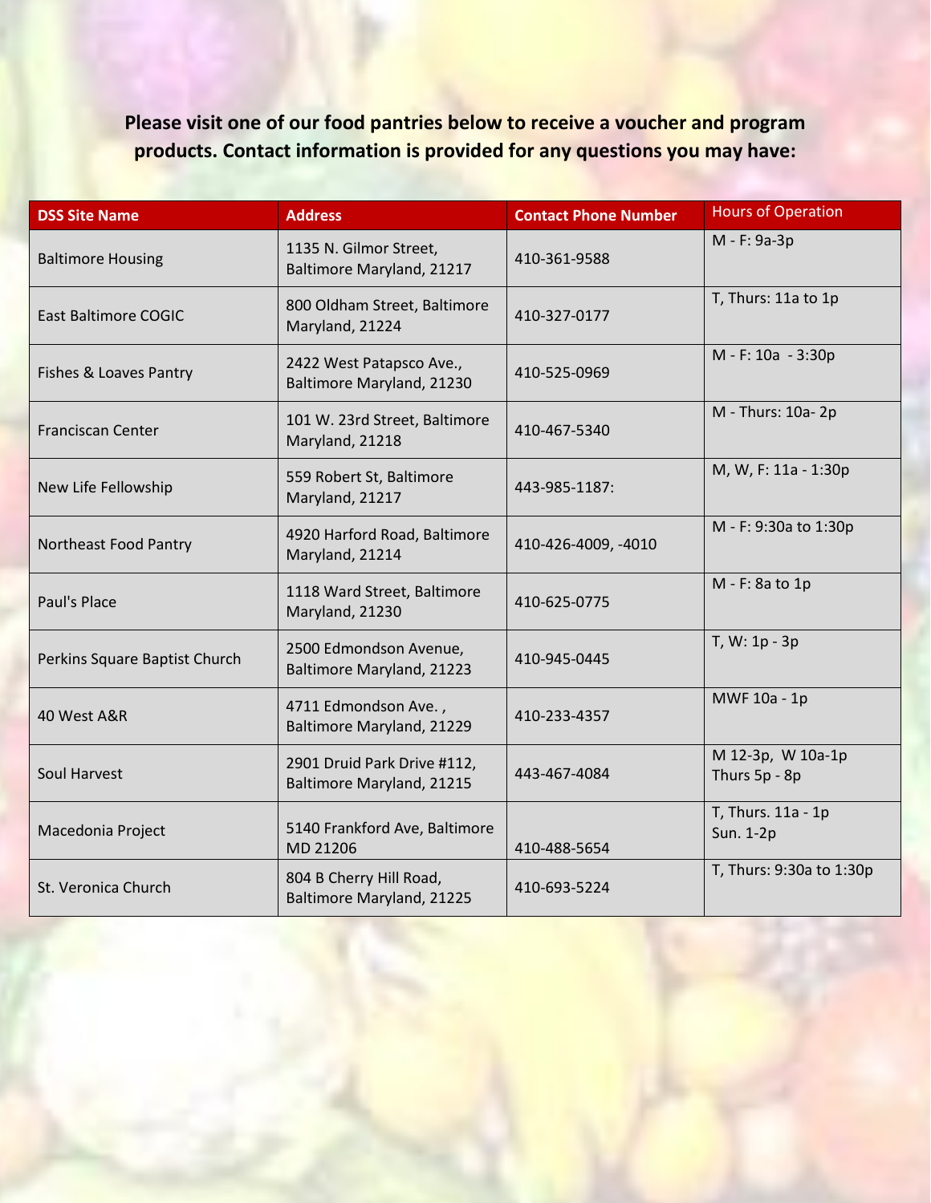**Please visit one of our food pantries below to receive a voucher and program products. Contact information is provided for any questions you may have:**

| DSS Site Name | Address | Contact Phone Number | Hours of Operation |
|---|---|---|---|
| Baltimore Housing | 1135 N. Gilmor Street, Baltimore Maryland, 21217 | 410-361-9588 | M - F: 9a-3p |
| East Baltimore COGIC | 800 Oldham Street, Baltimore Maryland, 21224 | 410-327-0177 | T, Thurs: 11a to 1p |
| Fishes & Loaves Pantry | 2422 West Patapsco Ave., Baltimore Maryland, 21230 | 410-525-0969 | M - F: 10a - 3:30p |
| Franciscan Center | 101 W. 23rd Street, Baltimore Maryland, 21218 | 410-467-5340 | M - Thurs: 10a- 2p |
| New Life Fellowship | 559 Robert St, Baltimore Maryland, 21217 | 443-985-1187: | M, W, F: 11a - 1:30p |
| Northeast Food Pantry | 4920 Harford Road, Baltimore Maryland, 21214 | 410-426-4009, -4010 | M - F: 9:30a to 1:30p |
| Paul's Place | 1118 Ward Street, Baltimore Maryland, 21230 | 410-625-0775 | M - F: 8a to 1p |
| Perkins Square Baptist Church | 2500 Edmondson Avenue, Baltimore Maryland, 21223 | 410-945-0445 | T, W: 1p - 3p |
| 40 West A&R | 4711 Edmondson Ave. , Baltimore Maryland, 21229 | 410-233-4357 | MWF 10a - 1p |
| Soul Harvest | 2901 Druid Park Drive #112, Baltimore Maryland, 21215 | 443-467-4084 | M 12-3p, W 10a-1p Thurs 5p - 8p |
| Macedonia Project | 5140 Frankford Ave, Baltimore MD 21206 | 410-488-5654 | T, Thurs. 11a - 1p Sun. 1-2p |
| St. Veronica Church | 804 B Cherry Hill Road, Baltimore Maryland, 21225 | 410-693-5224 | T, Thurs: 9:30a to 1:30p |